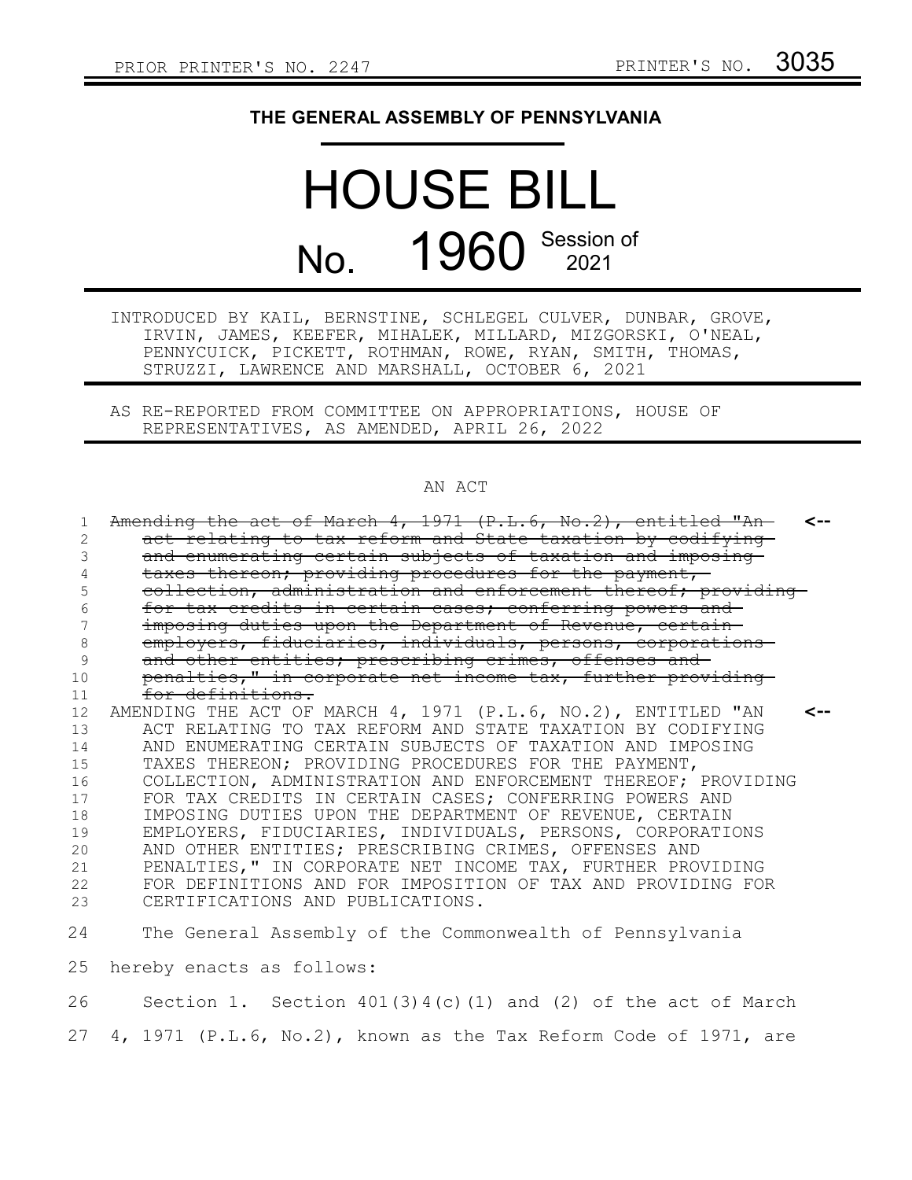PRIOR PRINTER'S NO. 2247 PRINTER'S NO. 3035

# THE GENERAL ASSEMBLY OF PENNSYLVANIA

# HOUSE BILL

# No. 1960 Session of 2021

INTRODUCED BY KAIL, BERNSTINE, SCHLEGEL CULVER, DUNBAR, GROVE, IRVIN, JAMES, KEEFER, MIHALEK, MILLARD, MIZGORSKI, O'NEAL, PENNYCUICK, PICKETT, ROTHMAN, ROWE, RYAN, SMITH, THOMAS, STRUZZI, LAWRENCE AND MARSHALL, OCTOBER 6, 2021

AS RE-REPORTED FROM COMMITTEE ON APPROPRIATIONS, HOUSE OF REPRESENTATIVES, AS AMENDED, APRIL 26, 2022

## AN ACT

~~Amending the act of March 4, 1971 (P.L.6, No.2), entitled "An act relating to tax reform and State taxation by codifying and enumerating certain subjects of taxation and imposing taxes thereon; providing procedures for the payment, collection, administration and enforcement thereof; providing for tax credits in certain cases; conferring powers and imposing duties upon the Department of Revenue, certain employers, fiduciaries, individuals, persons, corporations and other entities; prescribing crimes, offenses and penalties," in corporate net income tax, further providing for definitions.~~ <--

AMENDING THE ACT OF MARCH 4, 1971 (P.L.6, NO.2), ENTITLED "AN ACT RELATING TO TAX REFORM AND STATE TAXATION BY CODIFYING AND ENUMERATING CERTAIN SUBJECTS OF TAXATION AND IMPOSING TAXES THEREON; PROVIDING PROCEDURES FOR THE PAYMENT, COLLECTION, ADMINISTRATION AND ENFORCEMENT THEREOF; PROVIDING FOR TAX CREDITS IN CERTAIN CASES; CONFERRING POWERS AND IMPOSING DUTIES UPON THE DEPARTMENT OF REVENUE, CERTAIN EMPLOYERS, FIDUCIARIES, INDIVIDUALS, PERSONS, CORPORATIONS AND OTHER ENTITIES; PRESCRIBING CRIMES, OFFENSES AND PENALTIES," IN CORPORATE NET INCOME TAX, FURTHER PROVIDING FOR DEFINITIONS AND FOR IMPOSITION OF TAX AND PROVIDING FOR CERTIFICATIONS AND PUBLICATIONS. <--

The General Assembly of the Commonwealth of Pennsylvania hereby enacts as follows:

Section 1. Section 401(3)4(c)(1) and (2) of the act of March 4, 1971 (P.L.6, No.2), known as the Tax Reform Code of 1971, are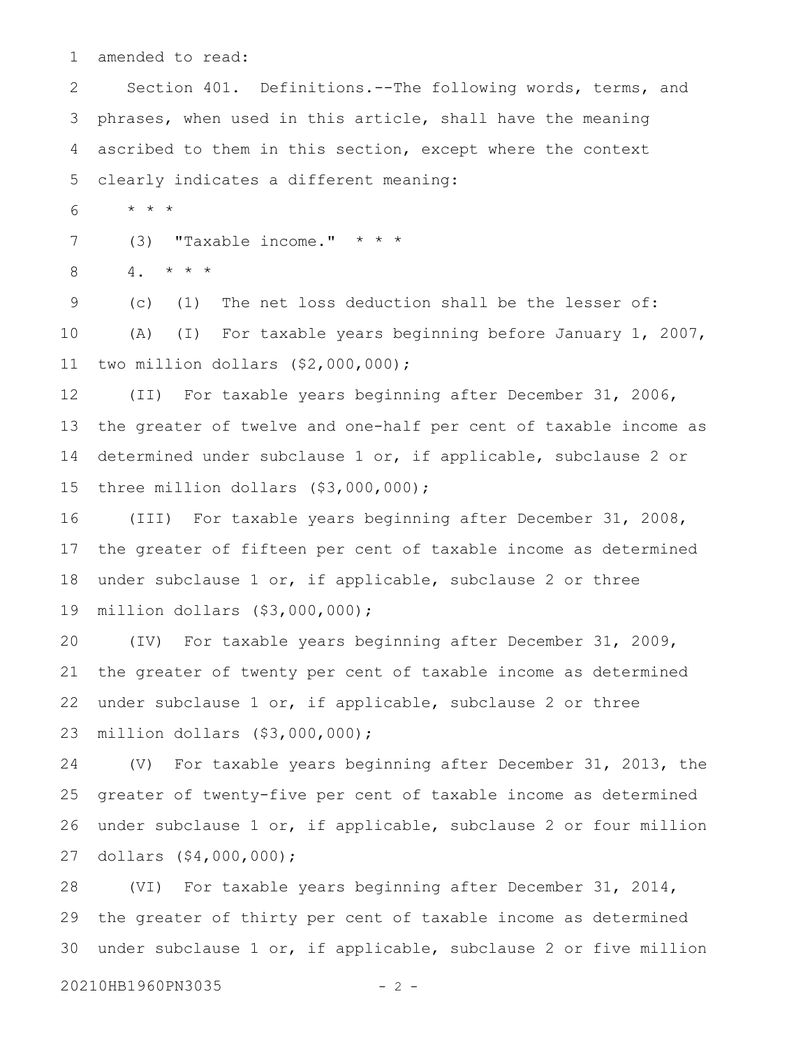amended to read:

Section 401. Definitions.--The following words, terms, and phrases, when used in this article, shall have the meaning ascribed to them in this section, except where the context clearly indicates a different meaning:

* * *

(3) "Taxable income." * * *

4. * * *

(c) (1) The net loss deduction shall be the lesser of:

(A) (I) For taxable years beginning before January 1, 2007, two million dollars ($2,000,000);

(II) For taxable years beginning after December 31, 2006, the greater of twelve and one-half per cent of taxable income as determined under subclause 1 or, if applicable, subclause 2 or three million dollars ($3,000,000);

(III) For taxable years beginning after December 31, 2008, the greater of fifteen per cent of taxable income as determined under subclause 1 or, if applicable, subclause 2 or three million dollars ($3,000,000);

(IV) For taxable years beginning after December 31, 2009, the greater of twenty per cent of taxable income as determined under subclause 1 or, if applicable, subclause 2 or three million dollars ($3,000,000);

(V) For taxable years beginning after December 31, 2013, the greater of twenty-five per cent of taxable income as determined under subclause 1 or, if applicable, subclause 2 or four million dollars ($4,000,000);

(VI) For taxable years beginning after December 31, 2014, the greater of thirty per cent of taxable income as determined under subclause 1 or, if applicable, subclause 2 or five million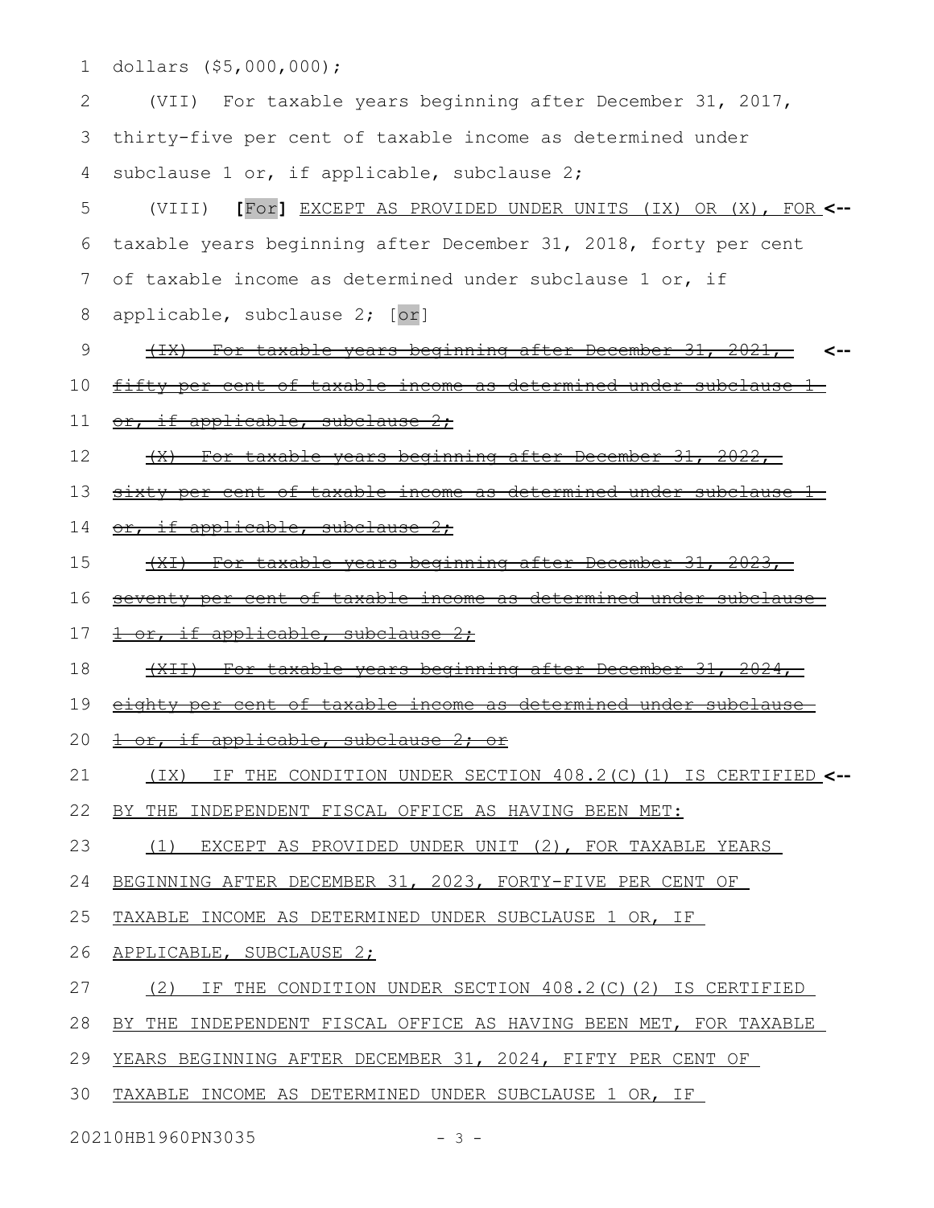dollars ($5,000,000);

(VII) For taxable years beginning after December 31, 2017, thirty-five per cent of taxable income as determined under subclause 1 or, if applicable, subclause 2;

(VIII) **[**For**]** <u>EXCEPT AS PROVIDED UNDER UNITS (IX) OR (X), FOR</u> taxable years beginning after December 31, 2018, forty per cent of taxable income as determined under subclause 1 or, if applicable, subclause 2; [or]

~~(IX) For taxable years beginning after December 31, 2021, fifty per cent of taxable income as determined under subclause 1 or, if applicable, subclause 2;~~

~~(X) For taxable years beginning after December 31, 2022, sixty per cent of taxable income as determined under subclause 1 or, if applicable, subclause 2;~~

~~(XI) For taxable years beginning after December 31, 2023, seventy per cent of taxable income as determined under subclause 1 or, if applicable, subclause 2;~~

~~(XII) For taxable years beginning after December 31, 2024, eighty per cent of taxable income as determined under subclause 1 or, if applicable, subclause 2; or~~

<u>(IX) IF THE CONDITION UNDER SECTION 408.2(C)(1) IS CERTIFIED BY THE INDEPENDENT FISCAL OFFICE AS HAVING BEEN MET:</u>

<u>(1) EXCEPT AS PROVIDED UNDER UNIT (2), FOR TAXABLE YEARS BEGINNING AFTER DECEMBER 31, 2023, FORTY-FIVE PER CENT OF TAXABLE INCOME AS DETERMINED UNDER SUBCLAUSE 1 OR, IF APPLICABLE, SUBCLAUSE 2;</u>

<u>(2) IF THE CONDITION UNDER SECTION 408.2(C)(2) IS CERTIFIED BY THE INDEPENDENT FISCAL OFFICE AS HAVING BEEN MET, FOR TAXABLE YEARS BEGINNING AFTER DECEMBER 31, 2024, FIFTY PER CENT OF TAXABLE INCOME AS DETERMINED UNDER SUBCLAUSE 1 OR, IF</u>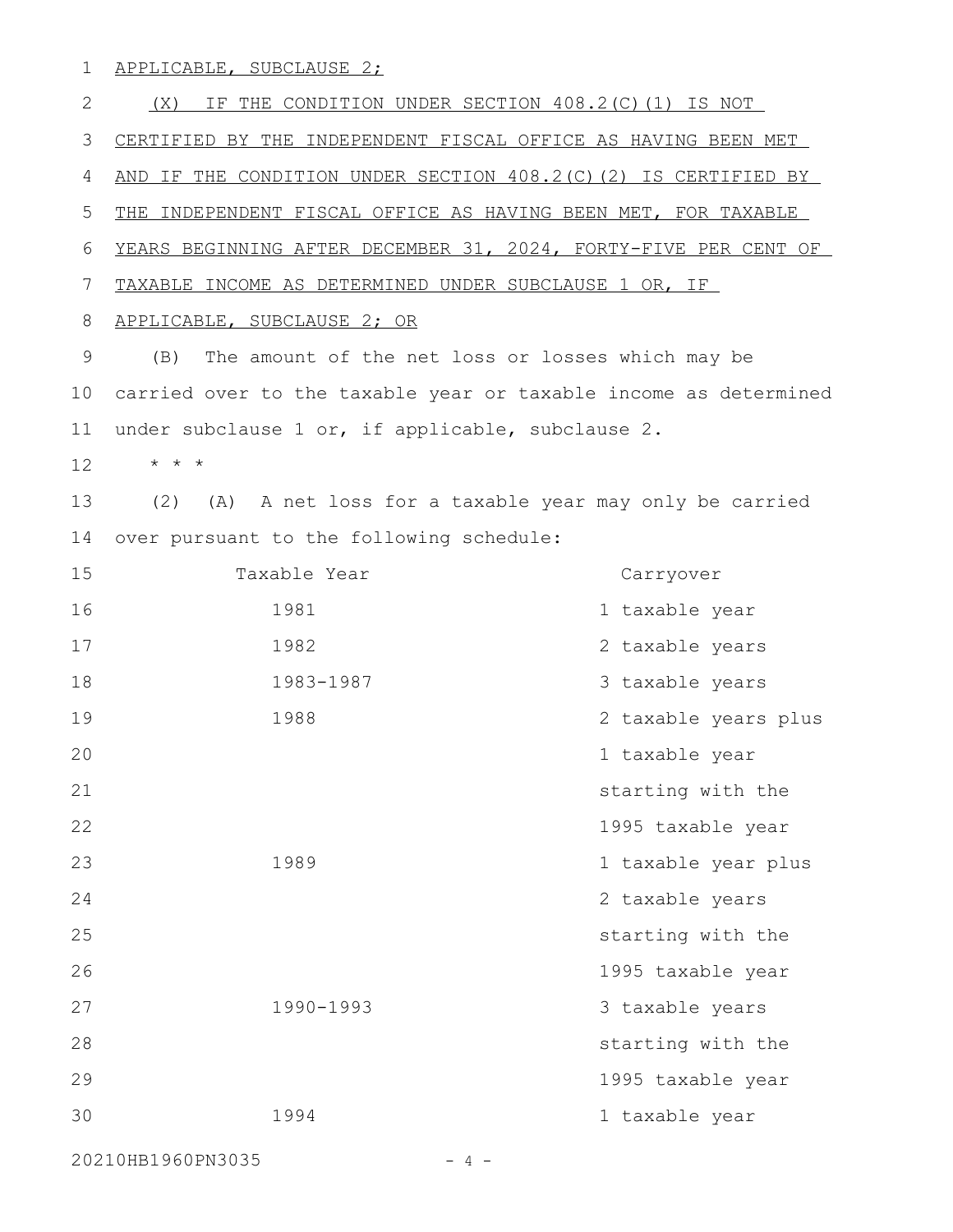APPLICABLE, SUBCLAUSE 2;

(X) IF THE CONDITION UNDER SECTION 408.2(C)(1) IS NOT CERTIFIED BY THE INDEPENDENT FISCAL OFFICE AS HAVING BEEN MET AND IF THE CONDITION UNDER SECTION 408.2(C)(2) IS CERTIFIED BY THE INDEPENDENT FISCAL OFFICE AS HAVING BEEN MET, FOR TAXABLE YEARS BEGINNING AFTER DECEMBER 31, 2024, FORTY-FIVE PER CENT OF TAXABLE INCOME AS DETERMINED UNDER SUBCLAUSE 1 OR, IF APPLICABLE, SUBCLAUSE 2; OR

(B) The amount of the net loss or losses which may be carried over to the taxable year or taxable income as determined under subclause 1 or, if applicable, subclause 2.

\* \* \*

(2) (A) A net loss for a taxable year may only be carried over pursuant to the following schedule:

| Taxable Year | Carryover |
|---|---|
| 1981 | 1 taxable year |
| 1982 | 2 taxable years |
| 1983-1987 | 3 taxable years |
| 1988 | 2 taxable years plus 1 taxable year starting with the 1995 taxable year |
| 1989 | 1 taxable year plus 2 taxable years starting with the 1995 taxable year |
| 1990-1993 | 3 taxable years starting with the 1995 taxable year |
| 1994 | 1 taxable year |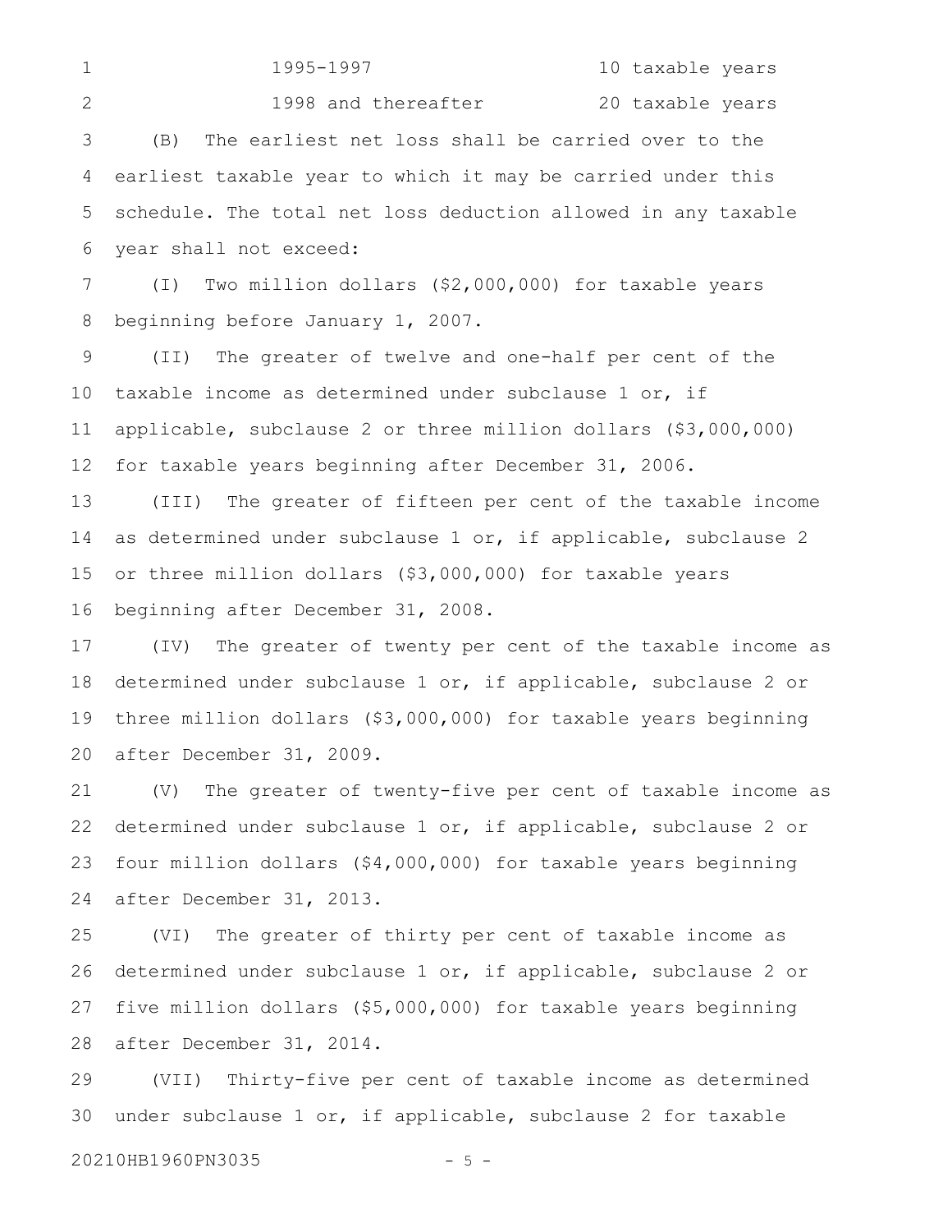| | |
|---|---|
| 1995-1997 | 10 taxable years |
| 1998 and thereafter | 20 taxable years |

(B) The earliest net loss shall be carried over to the earliest taxable year to which it may be carried under this schedule. The total net loss deduction allowed in any taxable year shall not exceed:

(I) Two million dollars ($2,000,000) for taxable years beginning before January 1, 2007.

(II) The greater of twelve and one-half per cent of the taxable income as determined under subclause 1 or, if applicable, subclause 2 or three million dollars ($3,000,000) for taxable years beginning after December 31, 2006.

(III) The greater of fifteen per cent of the taxable income as determined under subclause 1 or, if applicable, subclause 2 or three million dollars ($3,000,000) for taxable years beginning after December 31, 2008.

(IV) The greater of twenty per cent of the taxable income as determined under subclause 1 or, if applicable, subclause 2 or three million dollars ($3,000,000) for taxable years beginning after December 31, 2009.

(V) The greater of twenty-five per cent of taxable income as determined under subclause 1 or, if applicable, subclause 2 or four million dollars ($4,000,000) for taxable years beginning after December 31, 2013.

(VI) The greater of thirty per cent of taxable income as determined under subclause 1 or, if applicable, subclause 2 or five million dollars ($5,000,000) for taxable years beginning after December 31, 2014.

(VII) Thirty-five per cent of taxable income as determined under subclause 1 or, if applicable, subclause 2 for taxable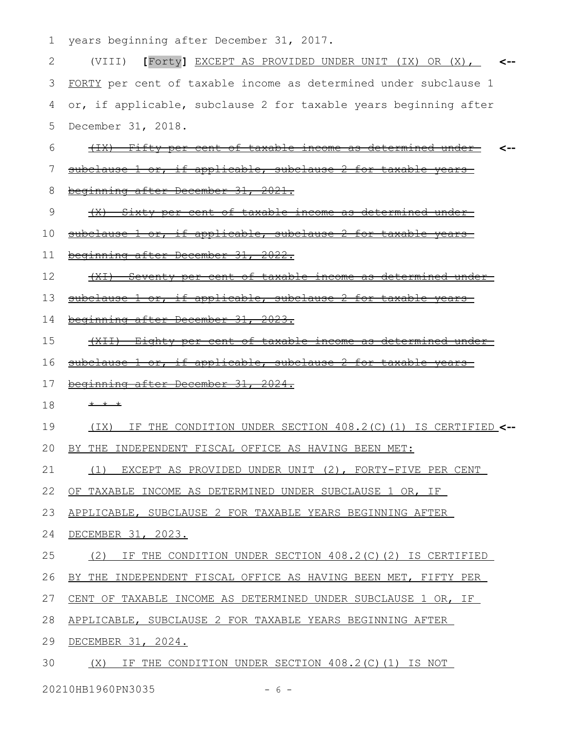years beginning after December 31, 2017.

(VIII) [Forty] EXCEPT AS PROVIDED UNDER UNIT (IX) OR (X), FORTY per cent of taxable income as determined under subclause 1 or, if applicable, subclause 2 for taxable years beginning after December 31, 2018.

~~(IX) Fifty per cent of taxable income as determined under subclause 1 or, if applicable, subclause 2 for taxable years beginning after December 31, 2021.~~

~~(X) Sixty per cent of taxable income as determined under subclause 1 or, if applicable, subclause 2 for taxable years beginning after December 31, 2022.~~

~~(XI) Seventy per cent of taxable income as determined under subclause 1 or, if applicable, subclause 2 for taxable years beginning after December 31, 2023.~~

~~(XII) Eighty per cent of taxable income as determined under subclause 1 or, if applicable, subclause 2 for taxable years beginning after December 31, 2024.~~

~~* * *~~

(IX) IF THE CONDITION UNDER SECTION 408.2(C)(1) IS CERTIFIED BY THE INDEPENDENT FISCAL OFFICE AS HAVING BEEN MET:

(1) EXCEPT AS PROVIDED UNDER UNIT (2), FORTY-FIVE PER CENT OF TAXABLE INCOME AS DETERMINED UNDER SUBCLAUSE 1 OR, IF APPLICABLE, SUBCLAUSE 2 FOR TAXABLE YEARS BEGINNING AFTER DECEMBER 31, 2023.

(2) IF THE CONDITION UNDER SECTION 408.2(C)(2) IS CERTIFIED BY THE INDEPENDENT FISCAL OFFICE AS HAVING BEEN MET, FIFTY PER CENT OF TAXABLE INCOME AS DETERMINED UNDER SUBCLAUSE 1 OR, IF APPLICABLE, SUBCLAUSE 2 FOR TAXABLE YEARS BEGINNING AFTER DECEMBER 31, 2024.

(X) IF THE CONDITION UNDER SECTION 408.2(C)(1) IS NOT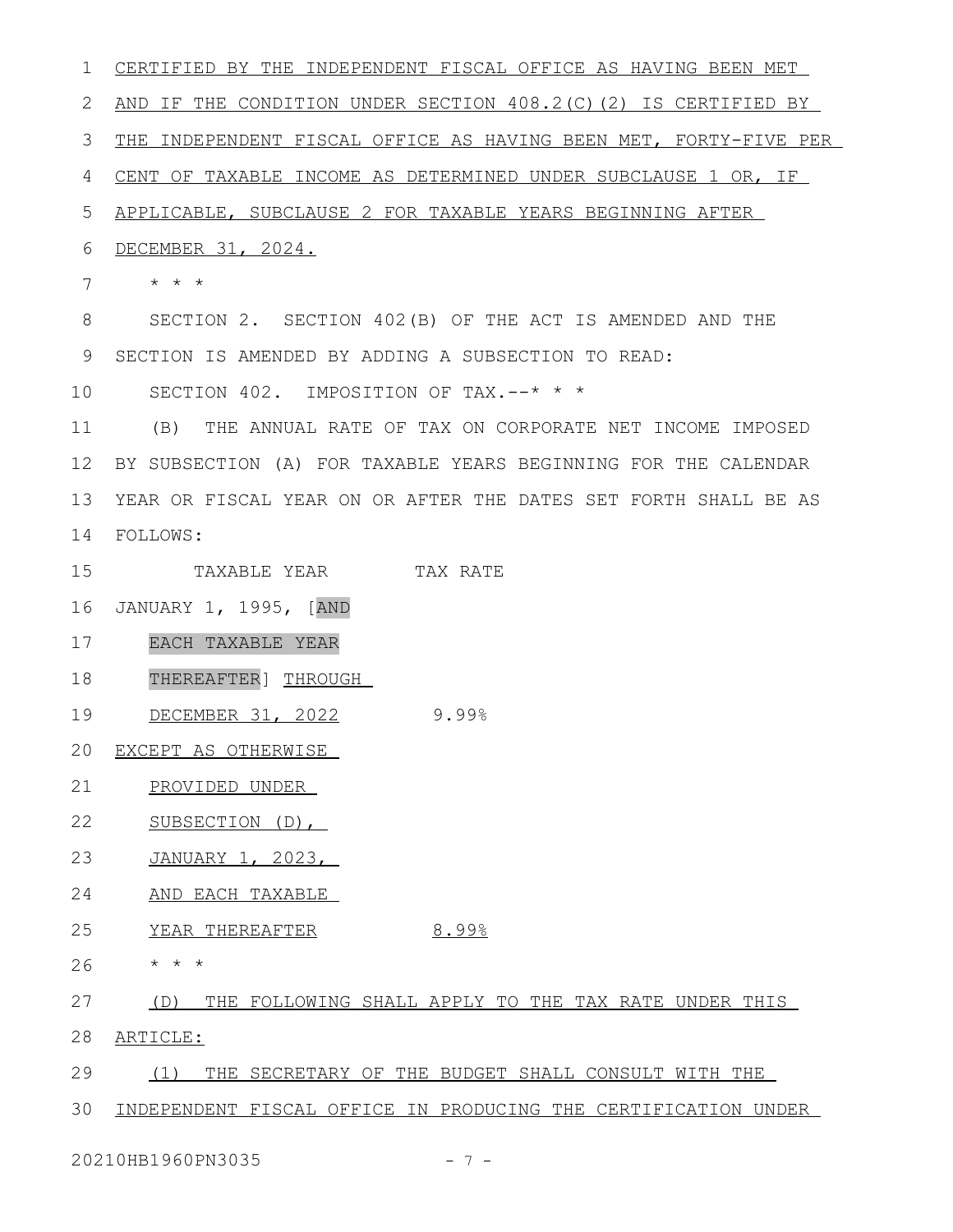CERTIFIED BY THE INDEPENDENT FISCAL OFFICE AS HAVING BEEN MET AND IF THE CONDITION UNDER SECTION 408.2(C)(2) IS CERTIFIED BY THE INDEPENDENT FISCAL OFFICE AS HAVING BEEN MET, FORTY-FIVE PER CENT OF TAXABLE INCOME AS DETERMINED UNDER SUBCLAUSE 1 OR, IF APPLICABLE, SUBCLAUSE 2 FOR TAXABLE YEARS BEGINNING AFTER DECEMBER 31, 2024.

\* \* \*

SECTION 2. SECTION 402(B) OF THE ACT IS AMENDED AND THE SECTION IS AMENDED BY ADDING A SUBSECTION TO READ:

SECTION 402. IMPOSITION OF TAX.--\* \* \*

(B) THE ANNUAL RATE OF TAX ON CORPORATE NET INCOME IMPOSED BY SUBSECTION (A) FOR TAXABLE YEARS BEGINNING FOR THE CALENDAR YEAR OR FISCAL YEAR ON OR AFTER THE DATES SET FORTH SHALL BE AS FOLLOWS:

| TAXABLE YEAR | TAX RATE |
|---|---|
| JANUARY 1, 1995, [AND EACH TAXABLE YEAR THEREAFTER] THROUGH DECEMBER 31, 2022 | 9.99% |
| EXCEPT AS OTHERWISE PROVIDED UNDER SUBSECTION (D), JANUARY 1, 2023, AND EACH TAXABLE YEAR THEREAFTER | 8.99% |

\* \* \*

(D) THE FOLLOWING SHALL APPLY TO THE TAX RATE UNDER THIS ARTICLE:

(1) THE SECRETARY OF THE BUDGET SHALL CONSULT WITH THE INDEPENDENT FISCAL OFFICE IN PRODUCING THE CERTIFICATION UNDER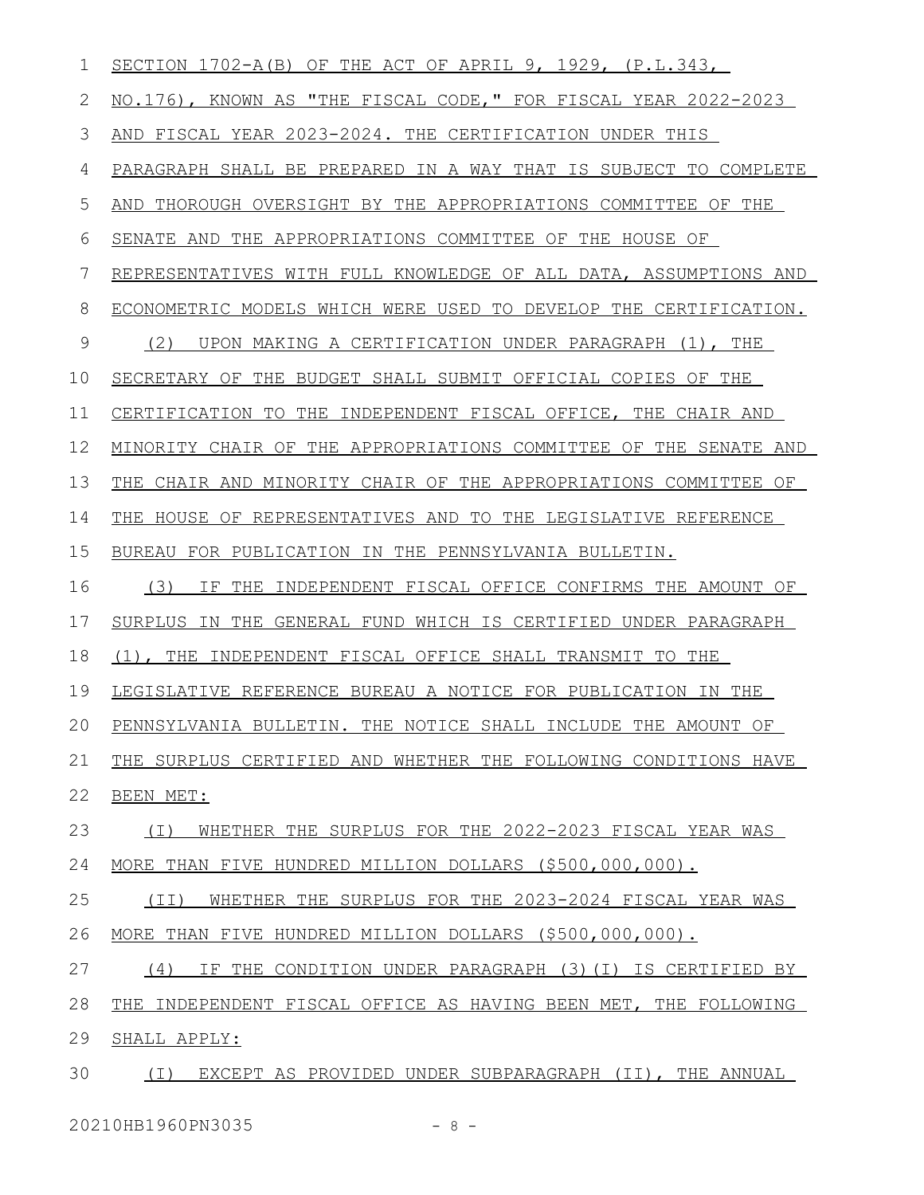SECTION 1702-A(B) OF THE ACT OF APRIL 9, 1929, (P.L.343, NO.176), KNOWN AS "THE FISCAL CODE," FOR FISCAL YEAR 2022-2023 AND FISCAL YEAR 2023-2024. THE CERTIFICATION UNDER THIS PARAGRAPH SHALL BE PREPARED IN A WAY THAT IS SUBJECT TO COMPLETE AND THOROUGH OVERSIGHT BY THE APPROPRIATIONS COMMITTEE OF THE SENATE AND THE APPROPRIATIONS COMMITTEE OF THE HOUSE OF REPRESENTATIVES WITH FULL KNOWLEDGE OF ALL DATA, ASSUMPTIONS AND ECONOMETRIC MODELS WHICH WERE USED TO DEVELOP THE CERTIFICATION.

(2) UPON MAKING A CERTIFICATION UNDER PARAGRAPH (1), THE SECRETARY OF THE BUDGET SHALL SUBMIT OFFICIAL COPIES OF THE CERTIFICATION TO THE INDEPENDENT FISCAL OFFICE, THE CHAIR AND MINORITY CHAIR OF THE APPROPRIATIONS COMMITTEE OF THE SENATE AND THE CHAIR AND MINORITY CHAIR OF THE APPROPRIATIONS COMMITTEE OF THE HOUSE OF REPRESENTATIVES AND TO THE LEGISLATIVE REFERENCE BUREAU FOR PUBLICATION IN THE PENNSYLVANIA BULLETIN.

(3) IF THE INDEPENDENT FISCAL OFFICE CONFIRMS THE AMOUNT OF SURPLUS IN THE GENERAL FUND WHICH IS CERTIFIED UNDER PARAGRAPH (1), THE INDEPENDENT FISCAL OFFICE SHALL TRANSMIT TO THE LEGISLATIVE REFERENCE BUREAU A NOTICE FOR PUBLICATION IN THE PENNSYLVANIA BULLETIN. THE NOTICE SHALL INCLUDE THE AMOUNT OF THE SURPLUS CERTIFIED AND WHETHER THE FOLLOWING CONDITIONS HAVE BEEN MET:

(I) WHETHER THE SURPLUS FOR THE 2022-2023 FISCAL YEAR WAS MORE THAN FIVE HUNDRED MILLION DOLLARS ($500,000,000).

(II) WHETHER THE SURPLUS FOR THE 2023-2024 FISCAL YEAR WAS MORE THAN FIVE HUNDRED MILLION DOLLARS ($500,000,000).

(4) IF THE CONDITION UNDER PARAGRAPH (3)(I) IS CERTIFIED BY THE INDEPENDENT FISCAL OFFICE AS HAVING BEEN MET, THE FOLLOWING SHALL APPLY:

(I) EXCEPT AS PROVIDED UNDER SUBPARAGRAPH (II), THE ANNUAL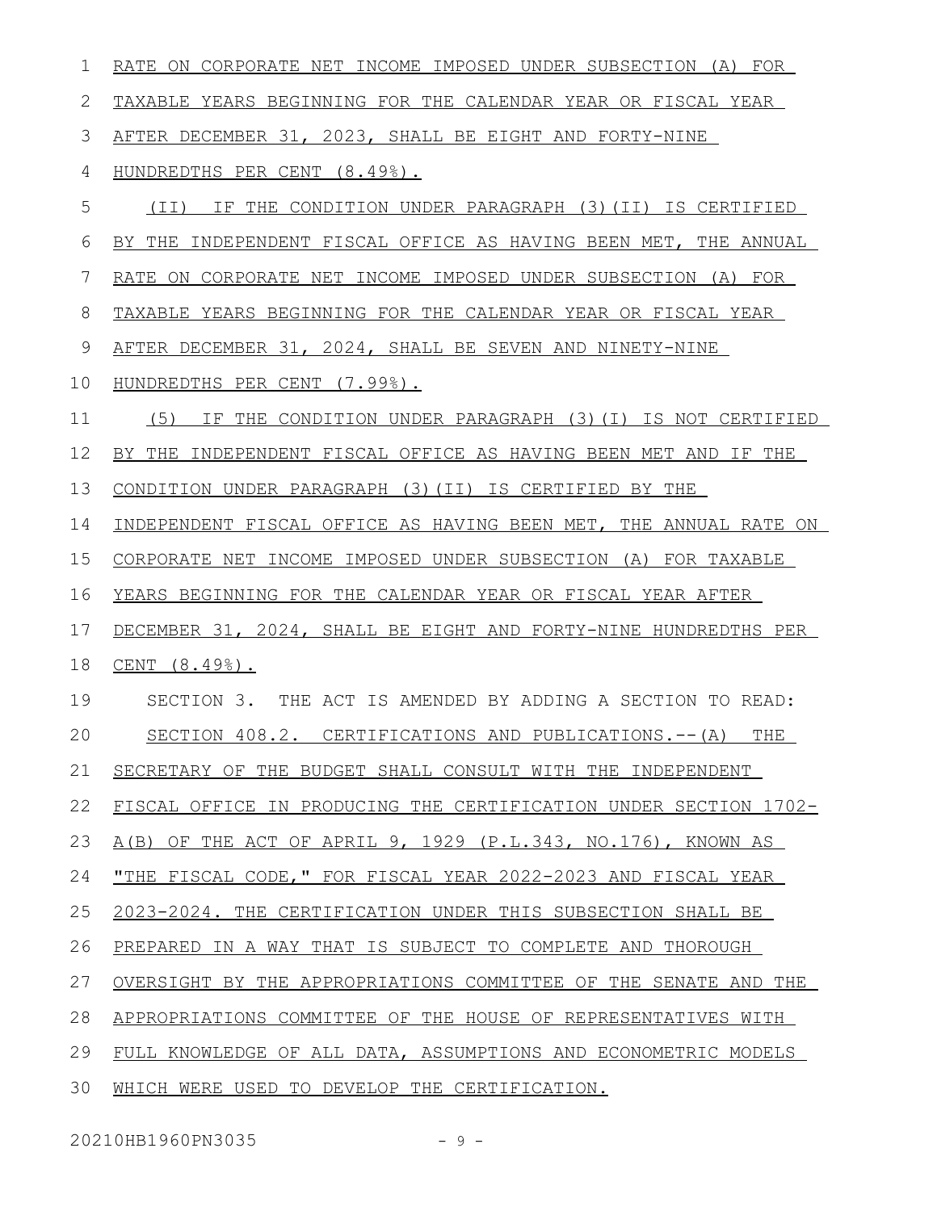RATE ON CORPORATE NET INCOME IMPOSED UNDER SUBSECTION (A) FOR TAXABLE YEARS BEGINNING FOR THE CALENDAR YEAR OR FISCAL YEAR AFTER DECEMBER 31, 2023, SHALL BE EIGHT AND FORTY-NINE HUNDREDTHS PER CENT (8.49%).

(II) IF THE CONDITION UNDER PARAGRAPH (3)(II) IS CERTIFIED BY THE INDEPENDENT FISCAL OFFICE AS HAVING BEEN MET, THE ANNUAL RATE ON CORPORATE NET INCOME IMPOSED UNDER SUBSECTION (A) FOR TAXABLE YEARS BEGINNING FOR THE CALENDAR YEAR OR FISCAL YEAR AFTER DECEMBER 31, 2024, SHALL BE SEVEN AND NINETY-NINE HUNDREDTHS PER CENT (7.99%).

(5) IF THE CONDITION UNDER PARAGRAPH (3)(I) IS NOT CERTIFIED BY THE INDEPENDENT FISCAL OFFICE AS HAVING BEEN MET AND IF THE CONDITION UNDER PARAGRAPH (3)(II) IS CERTIFIED BY THE INDEPENDENT FISCAL OFFICE AS HAVING BEEN MET, THE ANNUAL RATE ON CORPORATE NET INCOME IMPOSED UNDER SUBSECTION (A) FOR TAXABLE YEARS BEGINNING FOR THE CALENDAR YEAR OR FISCAL YEAR AFTER DECEMBER 31, 2024, SHALL BE EIGHT AND FORTY-NINE HUNDREDTHS PER CENT (8.49%).

SECTION 3. THE ACT IS AMENDED BY ADDING A SECTION TO READ:

SECTION 408.2. CERTIFICATIONS AND PUBLICATIONS.--(A) THE SECRETARY OF THE BUDGET SHALL CONSULT WITH THE INDEPENDENT FISCAL OFFICE IN PRODUCING THE CERTIFICATION UNDER SECTION 1702-A(B) OF THE ACT OF APRIL 9, 1929 (P.L.343, NO.176), KNOWN AS "THE FISCAL CODE," FOR FISCAL YEAR 2022-2023 AND FISCAL YEAR 2023-2024. THE CERTIFICATION UNDER THIS SUBSECTION SHALL BE PREPARED IN A WAY THAT IS SUBJECT TO COMPLETE AND THOROUGH OVERSIGHT BY THE APPROPRIATIONS COMMITTEE OF THE SENATE AND THE APPROPRIATIONS COMMITTEE OF THE HOUSE OF REPRESENTATIVES WITH FULL KNOWLEDGE OF ALL DATA, ASSUMPTIONS AND ECONOMETRIC MODELS WHICH WERE USED TO DEVELOP THE CERTIFICATION.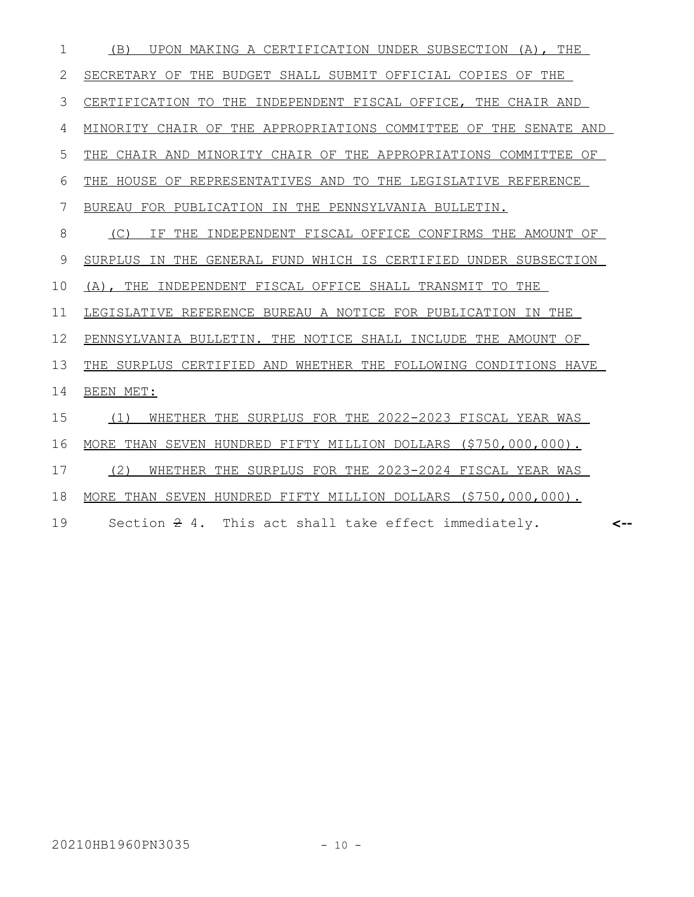(B) UPON MAKING A CERTIFICATION UNDER SUBSECTION (A), THE SECRETARY OF THE BUDGET SHALL SUBMIT OFFICIAL COPIES OF THE CERTIFICATION TO THE INDEPENDENT FISCAL OFFICE, THE CHAIR AND MINORITY CHAIR OF THE APPROPRIATIONS COMMITTEE OF THE SENATE AND THE CHAIR AND MINORITY CHAIR OF THE APPROPRIATIONS COMMITTEE OF THE HOUSE OF REPRESENTATIVES AND TO THE LEGISLATIVE REFERENCE BUREAU FOR PUBLICATION IN THE PENNSYLVANIA BULLETIN.

(C) IF THE INDEPENDENT FISCAL OFFICE CONFIRMS THE AMOUNT OF SURPLUS IN THE GENERAL FUND WHICH IS CERTIFIED UNDER SUBSECTION (A), THE INDEPENDENT FISCAL OFFICE SHALL TRANSMIT TO THE LEGISLATIVE REFERENCE BUREAU A NOTICE FOR PUBLICATION IN THE PENNSYLVANIA BULLETIN. THE NOTICE SHALL INCLUDE THE AMOUNT OF THE SURPLUS CERTIFIED AND WHETHER THE FOLLOWING CONDITIONS HAVE BEEN MET:

(1) WHETHER THE SURPLUS FOR THE 2022-2023 FISCAL YEAR WAS MORE THAN SEVEN HUNDRED FIFTY MILLION DOLLARS ($750,000,000).

(2) WHETHER THE SURPLUS FOR THE 2023-2024 FISCAL YEAR WAS MORE THAN SEVEN HUNDRED FIFTY MILLION DOLLARS ($750,000,000).

Section ~~2~~ 4. This act shall take effect immediately. <--